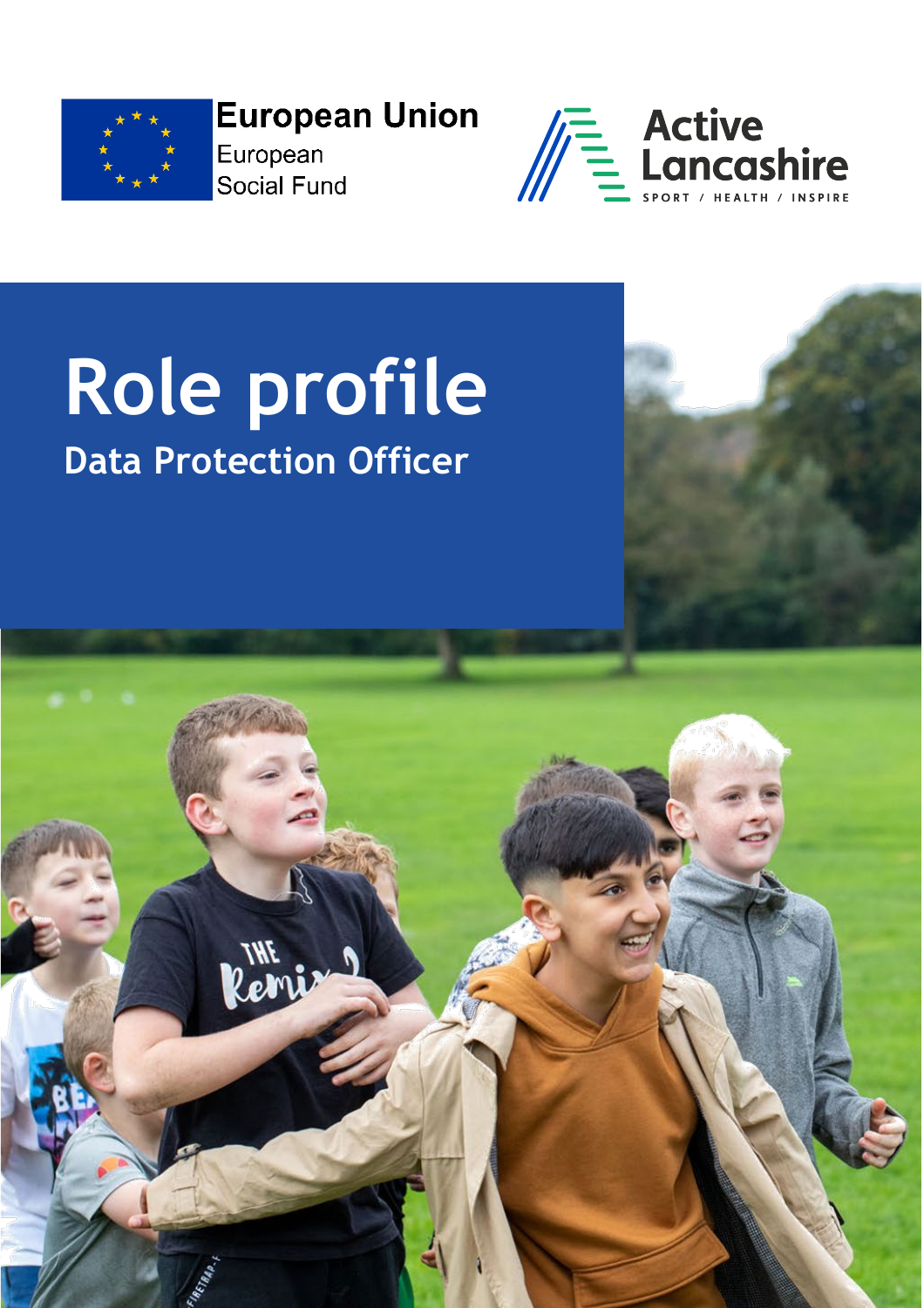European Union
European Social Fund

Active Lancashire
SPORT / HEALTH / INSPIRE

# Role profile

## Data Protection Officer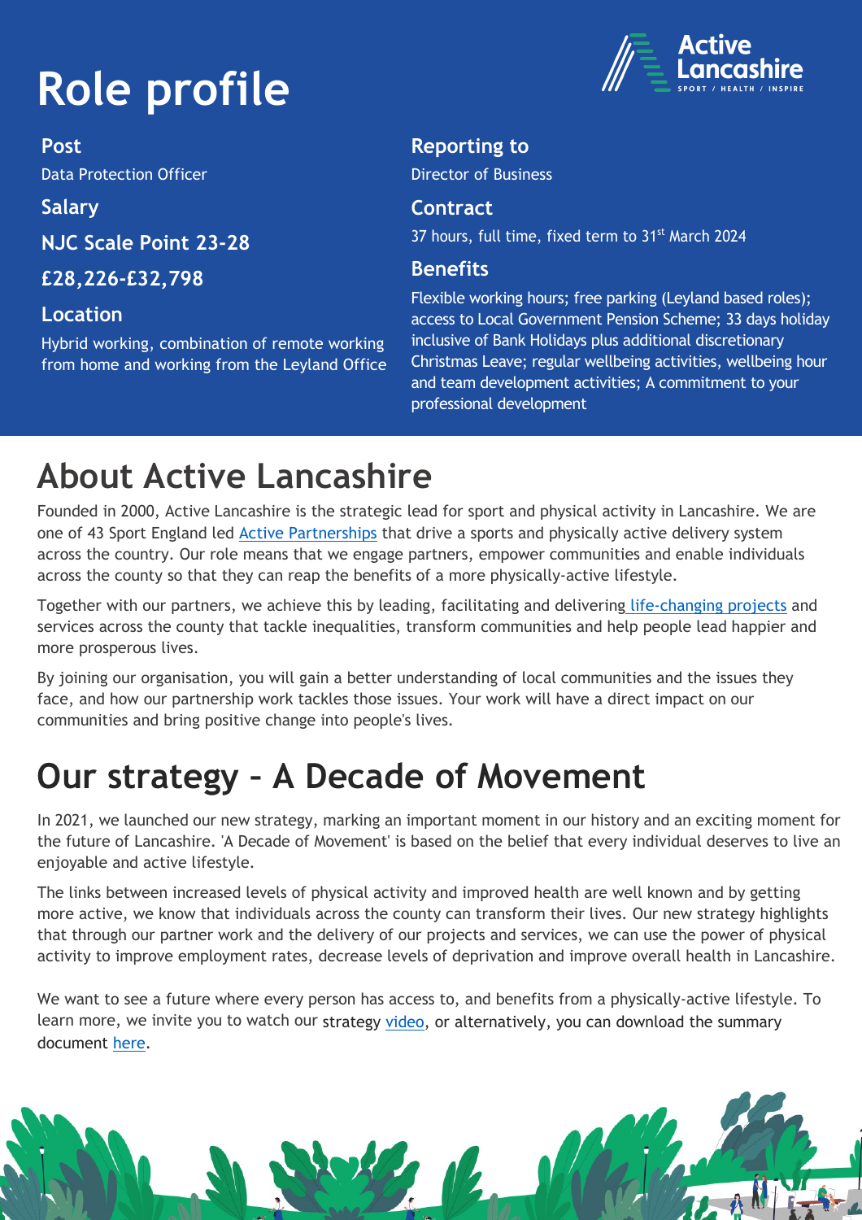# Role profile

**Post**

Data Protection Officer

**Salary**

**NJC Scale Point 23-28**

**£28,226-£32,798**

**Location**

Hybrid working, combination of remote working from home and working from the Leyland Office

**Reporting to**

Director of Business

**Contract**

37 hours, full time, fixed term to 31st March 2024

**Benefits**

Flexible working hours; free parking (Leyland based roles); access to Local Government Pension Scheme; 33 days holiday inclusive of Bank Holidays plus additional discretionary Christmas Leave; regular wellbeing activities, wellbeing hour and team development activities; A commitment to your professional development

# About Active Lancashire

Founded in 2000, Active Lancashire is the strategic lead for sport and physical activity in Lancashire. We are one of 43 Sport England led Active Partnerships that drive a sports and physically active delivery system across the country. Our role means that we engage partners, empower communities and enable individuals across the county so that they can reap the benefits of a more physically-active lifestyle.

Together with our partners, we achieve this by leading, facilitating and delivering life-changing projects and services across the county that tackle inequalities, transform communities and help people lead happier and more prosperous lives.

By joining our organisation, you will gain a better understanding of local communities and the issues they face, and how our partnership work tackles those issues. Your work will have a direct impact on our communities and bring positive change into people's lives.

# Our strategy – A Decade of Movement

In 2021, we launched our new strategy, marking an important moment in our history and an exciting moment for the future of Lancashire. 'A Decade of Movement' is based on the belief that every individual deserves to live an enjoyable and active lifestyle.

The links between increased levels of physical activity and improved health are well known and by getting more active, we know that individuals across the county can transform their lives. Our new strategy highlights that through our partner work and the delivery of our projects and services, we can use the power of physical activity to improve employment rates, decrease levels of deprivation and improve overall health in Lancashire.

We want to see a future where every person has access to, and benefits from a physically-active lifestyle. To learn more, we invite you to watch our strategy video, or alternatively, you can download the summary document here.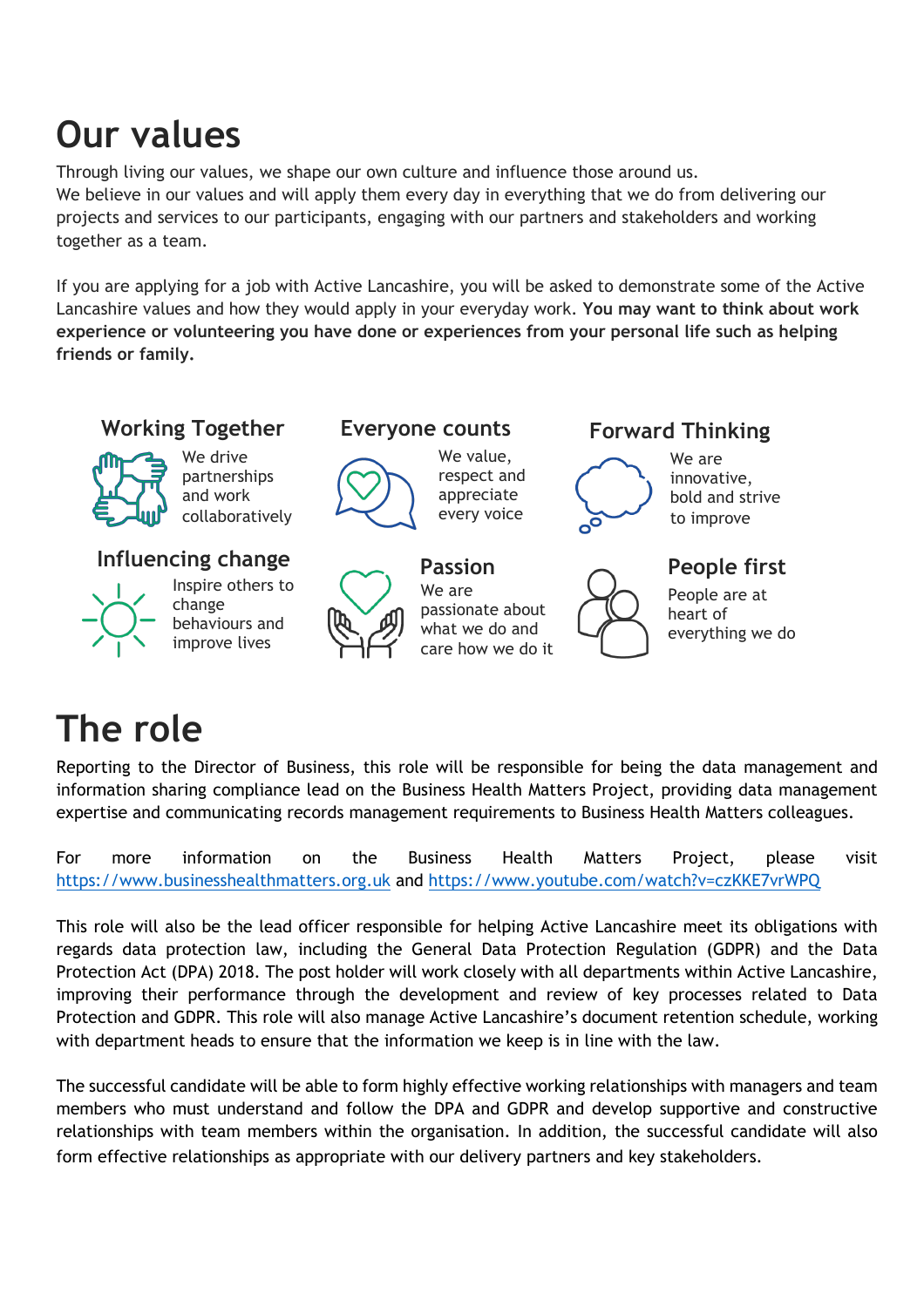# Our values

Through living our values, we shape our own culture and influence those around us.
We believe in our values and will apply them every day in everything that we do from delivering our projects and services to our participants, engaging with our partners and stakeholders and working together as a team.

If you are applying for a job with Active Lancashire, you will be asked to demonstrate some of the Active Lancashire values and how they would apply in your everyday work. **You may want to think about work experience or volunteering you have done or experiences from your personal life such as helping friends or family.**

### Working Together

We drive partnerships and work collaboratively

### Everyone counts

We value, respect and appreciate every voice

### Forward Thinking

We are innovative, bold and strive to improve

### Influencing change

Inspire others to change behaviours and improve lives

### Passion

We are passionate about what we do and care how we do it

### People first

People are at heart of everything we do

# The role

Reporting to the Director of Business, this role will be responsible for being the data management and information sharing compliance lead on the Business Health Matters Project, providing data management expertise and communicating records management requirements to Business Health Matters colleagues.

For more information on the Business Health Matters Project, please visit https://www.businesshealthmatters.org.uk and https://www.youtube.com/watch?v=czKKE7vrWPQ

This role will also be the lead officer responsible for helping Active Lancashire meet its obligations with regards data protection law, including the General Data Protection Regulation (GDPR) and the Data Protection Act (DPA) 2018. The post holder will work closely with all departments within Active Lancashire, improving their performance through the development and review of key processes related to Data Protection and GDPR. This role will also manage Active Lancashire's document retention schedule, working with department heads to ensure that the information we keep is in line with the law.

The successful candidate will be able to form highly effective working relationships with managers and team members who must understand and follow the DPA and GDPR and develop supportive and constructive relationships with team members within the organisation. In addition, the successful candidate will also form effective relationships as appropriate with our delivery partners and key stakeholders.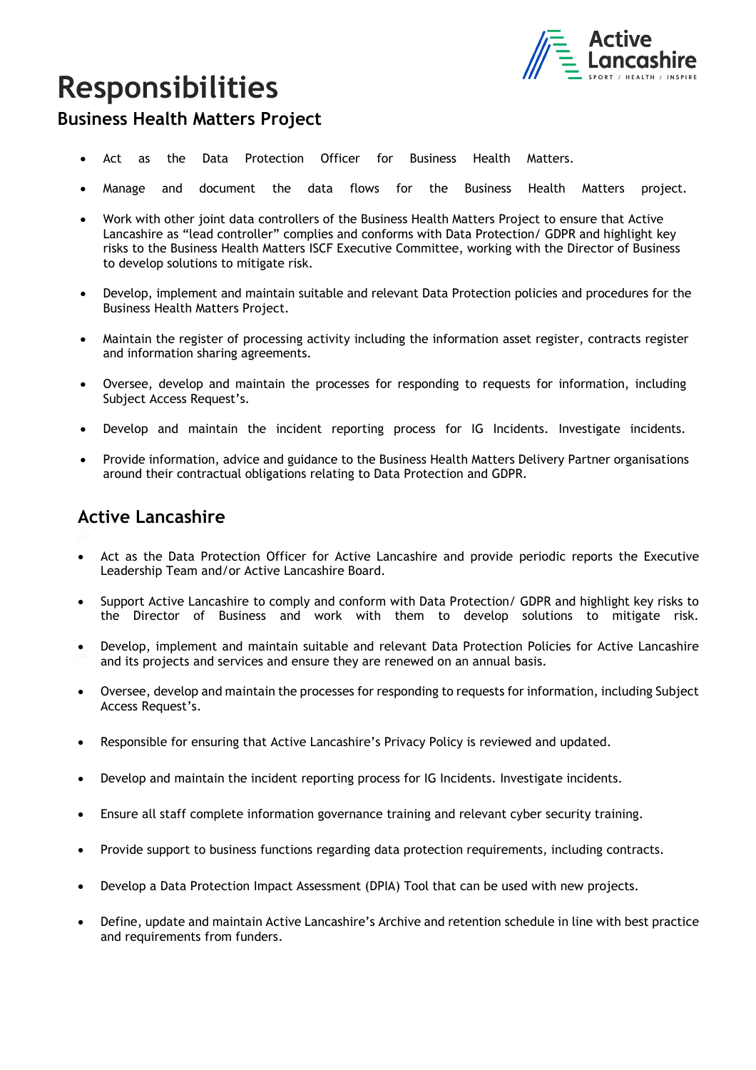# Responsibilities

## Business Health Matters Project

- Act as the Data Protection Officer for Business Health Matters.
- Manage and document the data flows for the Business Health Matters project.
- Work with other joint data controllers of the Business Health Matters Project to ensure that Active Lancashire as "lead controller" complies and conforms with Data Protection/ GDPR and highlight key risks to the Business Health Matters ISCF Executive Committee, working with the Director of Business to develop solutions to mitigate risk.
- Develop, implement and maintain suitable and relevant Data Protection policies and procedures for the Business Health Matters Project.
- Maintain the register of processing activity including the information asset register, contracts register and information sharing agreements.
- Oversee, develop and maintain the processes for responding to requests for information, including Subject Access Request's.
- Develop and maintain the incident reporting process for IG Incidents. Investigate incidents.
- Provide information, advice and guidance to the Business Health Matters Delivery Partner organisations around their contractual obligations relating to Data Protection and GDPR.

## Active Lancashire

- Act as the Data Protection Officer for Active Lancashire and provide periodic reports the Executive Leadership Team and/or Active Lancashire Board.
- Support Active Lancashire to comply and conform with Data Protection/ GDPR and highlight key risks to the Director of Business and work with them to develop solutions to mitigate risk.
- Develop, implement and maintain suitable and relevant Data Protection Policies for Active Lancashire and its projects and services and ensure they are renewed on an annual basis.
- Oversee, develop and maintain the processes for responding to requests for information, including Subject Access Request's.
- Responsible for ensuring that Active Lancashire's Privacy Policy is reviewed and updated.
- Develop and maintain the incident reporting process for IG Incidents. Investigate incidents.
- Ensure all staff complete information governance training and relevant cyber security training.
- Provide support to business functions regarding data protection requirements, including contracts.
- Develop a Data Protection Impact Assessment (DPIA) Tool that can be used with new projects.
- Define, update and maintain Active Lancashire's Archive and retention schedule in line with best practice and requirements from funders.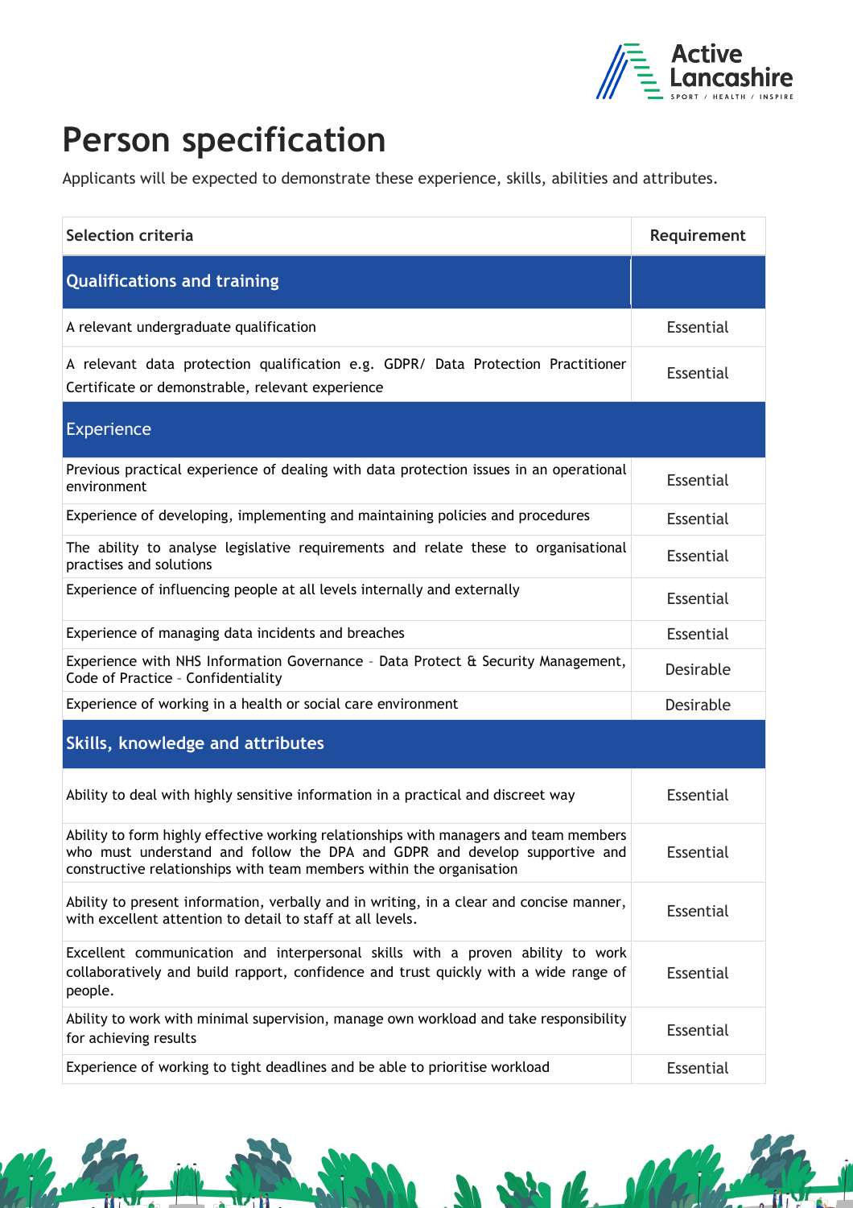# Person specification

Applicants will be expected to demonstrate these experience, skills, abilities and attributes.

| Selection criteria | Requirement |
|---|---|
| **Qualifications and training** | |
| A relevant undergraduate qualification | Essential |
| A relevant data protection qualification e.g. GDPR/ Data Protection Practitioner Certificate or demonstrable, relevant experience | Essential |
| **Experience** | |
| Previous practical experience of dealing with data protection issues in an operational environment | Essential |
| Experience of developing, implementing and maintaining policies and procedures | Essential |
| The ability to analyse legislative requirements and relate these to organisational practises and solutions | Essential |
| Experience of influencing people at all levels internally and externally | Essential |
| Experience of managing data incidents and breaches | Essential |
| Experience with NHS Information Governance - Data Protect & Security Management, Code of Practice - Confidentiality | Desirable |
| Experience of working in a health or social care environment | Desirable |
| **Skills, knowledge and attributes** | |
| Ability to deal with highly sensitive information in a practical and discreet way | Essential |
| Ability to form highly effective working relationships with managers and team members who must understand and follow the DPA and GDPR and develop supportive and constructive relationships with team members within the organisation | Essential |
| Ability to present information, verbally and in writing, in a clear and concise manner, with excellent attention to detail to staff at all levels. | Essential |
| Excellent communication and interpersonal skills with a proven ability to work collaboratively and build rapport, confidence and trust quickly with a wide range of people. | Essential |
| Ability to work with minimal supervision, manage own workload and take responsibility for achieving results | Essential |
| Experience of working to tight deadlines and be able to prioritise workload | Essential |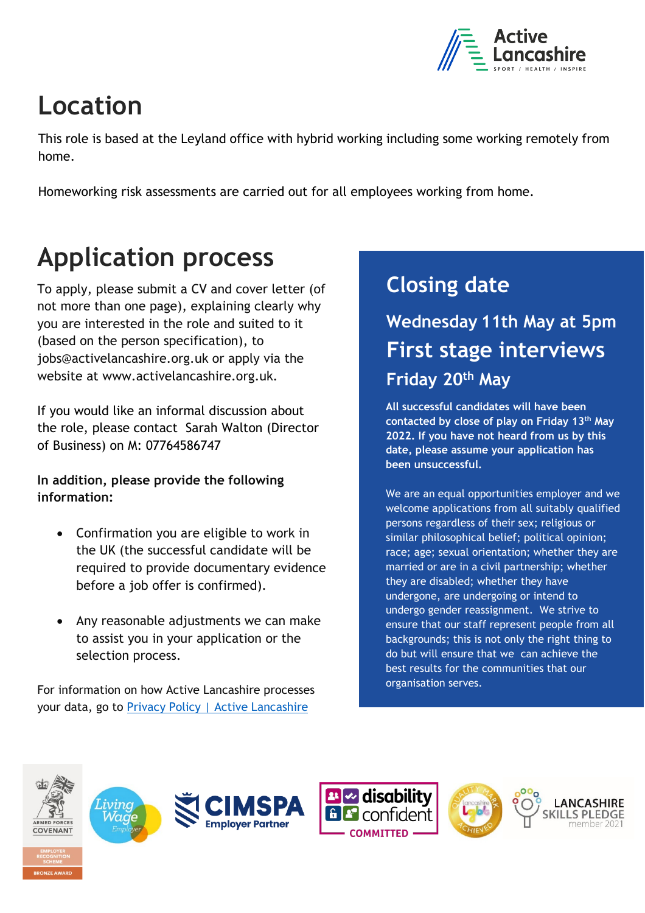# Location

This role is based at the Leyland office with hybrid working including some working remotely from home.

Homeworking risk assessments are carried out for all employees working from home.

# Application process

To apply, please submit a CV and cover letter (of not more than one page), explaining clearly why you are interested in the role and suited to it (based on the person specification), to jobs@activelancashire.org.uk or apply via the website at www.activelancashire.org.uk.

If you would like an informal discussion about the role, please contact Sarah Walton (Director of Business) on M: 07764586747

**In addition, please provide the following information:**

- Confirmation you are eligible to work in the UK (the successful candidate will be required to provide documentary evidence before a job offer is confirmed).
- Any reasonable adjustments we can make to assist you in your application or the selection process.

For information on how Active Lancashire processes your data, go to [Privacy Policy | Active Lancashire]

## Closing date

### Wednesday 11th May at 5pm

## First stage interviews

### Friday 20th May

**All successful candidates will have been contacted by close of play on Friday 13th May 2022. If you have not heard from us by this date, please assume your application has been unsuccessful.**

We are an equal opportunities employer and we welcome applications from all suitably qualified persons regardless of their sex; religious or similar philosophical belief; political opinion; race; age; sexual orientation; whether they are married or are in a civil partnership; whether they are disabled; whether they have undergone, are undergoing or intend to undergo gender reassignment. We strive to ensure that our staff represent people from all backgrounds; this is not only the right thing to do but will ensure that we can achieve the best results for the communities that our organisation serves.